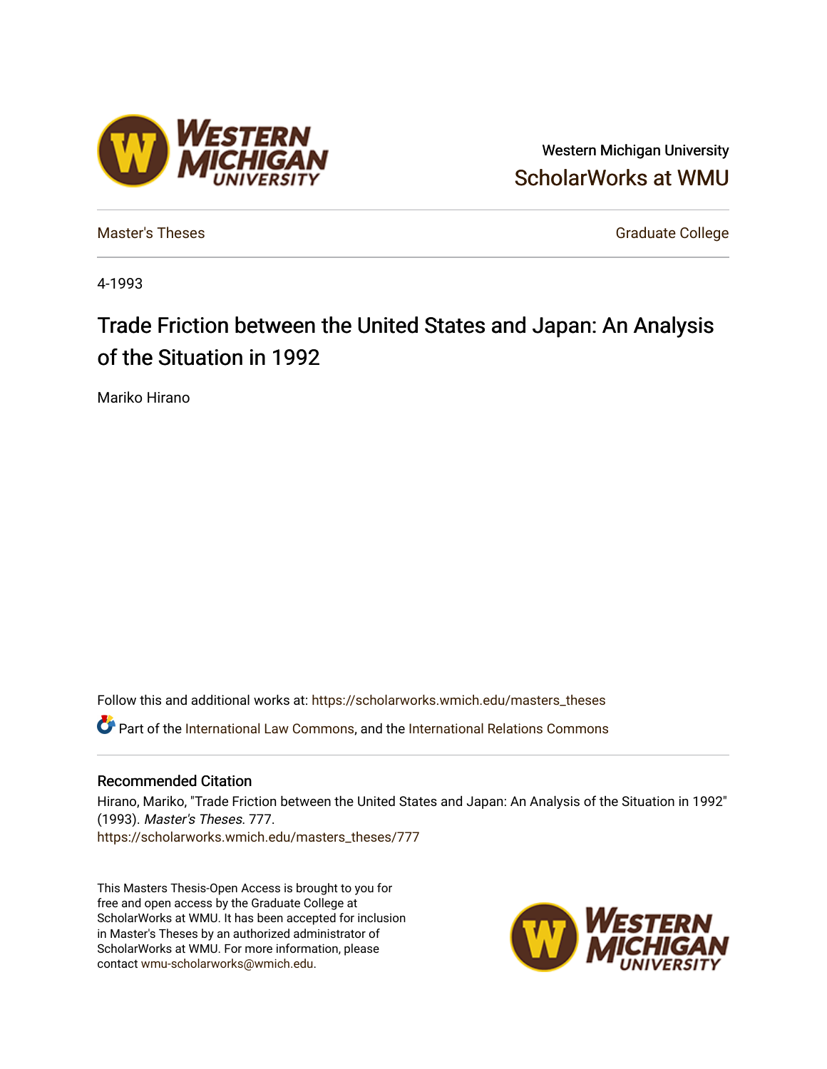Western Michigan University

ScholarWorks at WMU

Master's Theses

Graduate College

4-1993

# Trade Friction between the United States and Japan: An Analysis of the Situation in 1992

Mariko Hirano

Follow this and additional works at: https://scholarworks.wmich.edu/masters_theses

Part of the International Law Commons, and the International Relations Commons

## Recommended Citation

Hirano, Mariko, "Trade Friction between the United States and Japan: An Analysis of the Situation in 1992" (1993). *Master's Theses*. 777.
https://scholarworks.wmich.edu/masters_theses/777

This Masters Thesis-Open Access is brought to you for free and open access by the Graduate College at ScholarWorks at WMU. It has been accepted for inclusion in Master's Theses by an authorized administrator of ScholarWorks at WMU. For more information, please contact wmu-scholarworks@wmich.edu.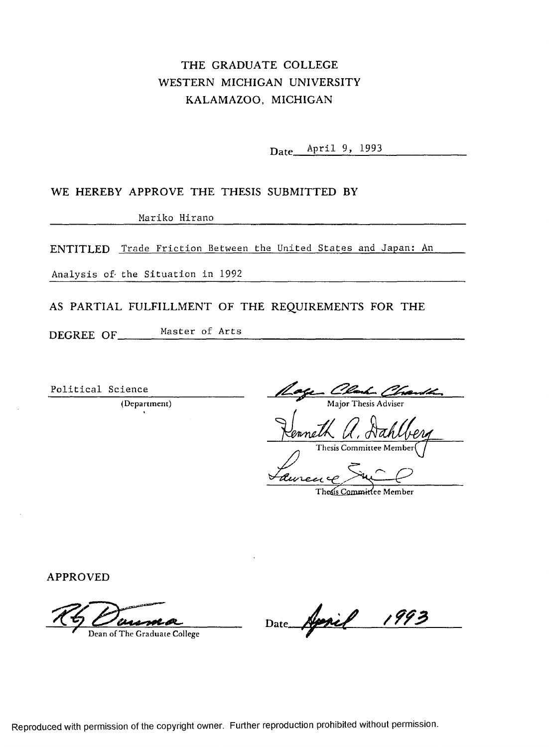THE GRADUATE COLLEGE
WESTERN MICHIGAN UNIVERSITY
KALAMAZOO, MICHIGAN

Date April 9, 1993

WE HEREBY APPROVE THE THESIS SUBMITTED BY

Mariko Hirano

ENTITLED Trade Friction Between the United States and Japan: An Analysis of the Situation in 1992

AS PARTIAL FULFILLMENT OF THE REQUIREMENTS FOR THE

DEGREE OF Master of Arts

Political Science
(Department)

Major Thesis Adviser

Kenneth A. Dahlberg
Thesis Committee Member

Thesis Committee Member

APPROVED

Dean of The Graduate College

Date April 1993

Reproduced with permission of the copyright owner. Further reproduction prohibited without permission.